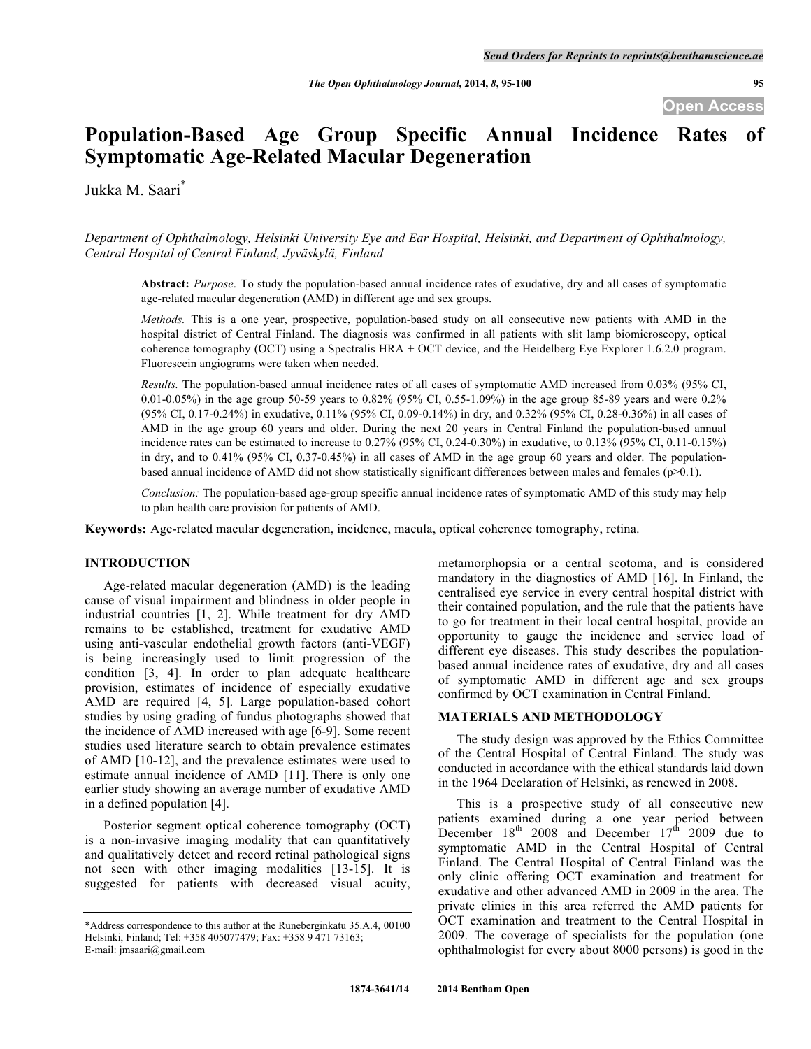# Population-Based Age Group Specific Annual Incidence Rates of Symptomatic Age-Related Macular Degeneration

Jukka M. Saari*

*Department of Ophthalmology, Helsinki University Eye and Ear Hospital, Helsinki, and Department of Ophthalmology, Central Hospital of Central Finland, Jyväskylä, Finland*

**Abstract:** *Purpose*. To study the population-based annual incidence rates of exudative, dry and all cases of symptomatic age-related macular degeneration (AMD) in different age and sex groups.

*Methods.* This is a one year, prospective, population-based study on all consecutive new patients with AMD in the hospital district of Central Finland. The diagnosis was confirmed in all patients with slit lamp biomicroscopy, optical coherence tomography (OCT) using a Spectralis HRA + OCT device, and the Heidelberg Eye Explorer 1.6.2.0 program. Fluorescein angiograms were taken when needed.

*Results.* The population-based annual incidence rates of all cases of symptomatic AMD increased from 0.03% (95% CI, 0.01-0.05%) in the age group 50-59 years to 0.82% (95% CI, 0.55-1.09%) in the age group 85-89 years and were 0.2% (95% CI, 0.17-0.24%) in exudative, 0.11% (95% CI, 0.09-0.14%) in dry, and 0.32% (95% CI, 0.28-0.36%) in all cases of AMD in the age group 60 years and older. During the next 20 years in Central Finland the population-based annual incidence rates can be estimated to increase to 0.27% (95% CI, 0.24-0.30%) in exudative, to 0.13% (95% CI, 0.11-0.15%) in dry, and to 0.41% (95% CI, 0.37-0.45%) in all cases of AMD in the age group 60 years and older. The population-based annual incidence of AMD did not show statistically significant differences between males and females ($p>0.1$).

*Conclusion:* The population-based age-group specific annual incidence rates of symptomatic AMD of this study may help to plan health care provision for patients of AMD.

**Keywords:** Age-related macular degeneration, incidence, macula, optical coherence tomography, retina.

## INTRODUCTION

Age-related macular degeneration (AMD) is the leading cause of visual impairment and blindness in older people in industrial countries [1, 2]. While treatment for dry AMD remains to be established, treatment for exudative AMD using anti-vascular endothelial growth factors (anti-VEGF) is being increasingly used to limit progression of the condition [3, 4]. In order to plan adequate healthcare provision, estimates of incidence of especially exudative AMD are required [4, 5]. Large population-based cohort studies by using grading of fundus photographs showed that the incidence of AMD increased with age [6-9]. Some recent studies used literature search to obtain prevalence estimates of AMD [10-12], and the prevalence estimates were used to estimate annual incidence of AMD [11]. There is only one earlier study showing an average number of exudative AMD in a defined population [4].

Posterior segment optical coherence tomography (OCT) is a non-invasive imaging modality that can quantitatively and qualitatively detect and record retinal pathological signs not seen with other imaging modalities [13-15]. It is suggested for patients with decreased visual acuity, metamorphopsia or a central scotoma, and is considered mandatory in the diagnostics of AMD [16]. In Finland, the centralised eye service in every central hospital district with their contained population, and the rule that the patients have to go for treatment in their local central hospital, provide an opportunity to gauge the incidence and service load of different eye diseases. This study describes the population-based annual incidence rates of exudative, dry and all cases of symptomatic AMD in different age and sex groups confirmed by OCT examination in Central Finland.

## MATERIALS AND METHODOLOGY

The study design was approved by the Ethics Committee of the Central Hospital of Central Finland. The study was conducted in accordance with the ethical standards laid down in the 1964 Declaration of Helsinki, as renewed in 2008.

This is a prospective study of all consecutive new patients examined during a one year period between December 18th 2008 and December 17th 2009 due to symptomatic AMD in the Central Hospital of Central Finland. The Central Hospital of Central Finland was the only clinic offering OCT examination and treatment for exudative and other advanced AMD in 2009 in the area. The private clinics in this area referred the AMD patients for OCT examination and treatment to the Central Hospital in 2009. The coverage of specialists for the population (one ophthalmologist for every about 8000 persons) is good in the

*Address correspondence to this author at the Runeberginkatu 35.A.4, 00100 Helsinki, Finland; Tel: +358 405077479; Fax: +358 9 471 73163; E-mail: jmsaari@gmail.com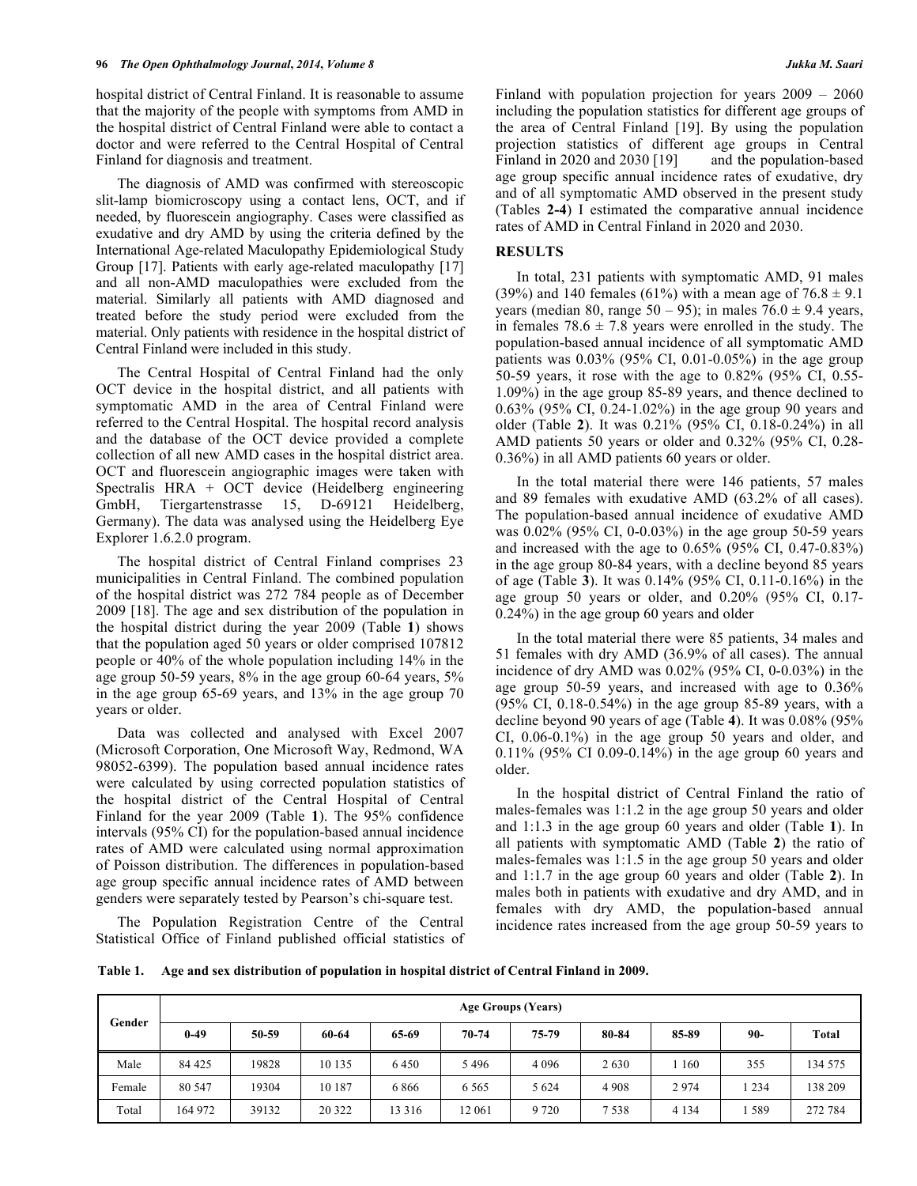hospital district of Central Finland. It is reasonable to assume that the majority of the people with symptoms from AMD in the hospital district of Central Finland were able to contact a doctor and were referred to the Central Hospital of Central Finland for diagnosis and treatment.

The diagnosis of AMD was confirmed with stereoscopic slit-lamp biomicroscopy using a contact lens, OCT, and if needed, by fluorescein angiography. Cases were classified as exudative and dry AMD by using the criteria defined by the International Age-related Maculopathy Epidemiological Study Group [17]. Patients with early age-related maculopathy [17] and all non-AMD maculopathies were excluded from the material. Similarly all patients with AMD diagnosed and treated before the study period were excluded from the material. Only patients with residence in the hospital district of Central Finland were included in this study.

The Central Hospital of Central Finland had the only OCT device in the hospital district, and all patients with symptomatic AMD in the area of Central Finland were referred to the Central Hospital. The hospital record analysis and the database of the OCT device provided a complete collection of all new AMD cases in the hospital district area. OCT and fluorescein angiographic images were taken with Spectralis HRA + OCT device (Heidelberg engineering GmbH, Tiergartenstrasse 15, D-69121 Heidelberg, Germany). The data was analysed using the Heidelberg Eye Explorer 1.6.2.0 program.

The hospital district of Central Finland comprises 23 municipalities in Central Finland. The combined population of the hospital district was 272 784 people as of December 2009 [18]. The age and sex distribution of the population in the hospital district during the year 2009 (Table **1**) shows that the population aged 50 years or older comprised 107812 people or 40% of the whole population including 14% in the age group 50-59 years, 8% in the age group 60-64 years, 5% in the age group 65-69 years, and 13% in the age group 70 years or older.

Data was collected and analysed with Excel 2007 (Microsoft Corporation, One Microsoft Way, Redmond, WA 98052-6399). The population based annual incidence rates were calculated by using corrected population statistics of the hospital district of the Central Hospital of Central Finland for the year 2009 (Table **1**). The 95% confidence intervals (95% CI) for the population-based annual incidence rates of AMD were calculated using normal approximation of Poisson distribution. The differences in population-based age group specific annual incidence rates of AMD between genders were separately tested by Pearson's chi-square test.

The Population Registration Centre of the Central Statistical Office of Finland published official statistics of Finland with population projection for years 2009 – 2060 including the population statistics for different age groups of the area of Central Finland [19]. By using the population projection statistics of different age groups in Central Finland in 2020 and 2030 [19] and the population-based age group specific annual incidence rates of exudative, dry and of all symptomatic AMD observed in the present study (Tables **2-4**) I estimated the comparative annual incidence rates of AMD in Central Finland in 2020 and 2030.

## RESULTS

In total, 231 patients with symptomatic AMD, 91 males (39%) and 140 females (61%) with a mean age of 76.8 ± 9.1 years (median 80, range 50 – 95); in males 76.0 ± 9.4 years, in females 78.6 ± 7.8 years were enrolled in the study. The population-based annual incidence of all symptomatic AMD patients was 0.03% (95% CI, 0.01-0.05%) in the age group 50-59 years, it rose with the age to 0.82% (95% CI, 0.55-1.09%) in the age group 85-89 years, and thence declined to 0.63% (95% CI, 0.24-1.02%) in the age group 90 years and older (Table **2**). It was 0.21% (95% CI, 0.18-0.24%) in all AMD patients 50 years or older and 0.32% (95% CI, 0.28-0.36%) in all AMD patients 60 years or older.

In the total material there were 146 patients, 57 males and 89 females with exudative AMD (63.2% of all cases). The population-based annual incidence of exudative AMD was 0.02% (95% CI, 0-0.03%) in the age group 50-59 years and increased with the age to 0.65% (95% CI, 0.47-0.83%) in the age group 80-84 years, with a decline beyond 85 years of age (Table **3**). It was 0.14% (95% CI, 0.11-0.16%) in the age group 50 years or older, and 0.20% (95% CI, 0.17-0.24%) in the age group 60 years and older

In the total material there were 85 patients, 34 males and 51 females with dry AMD (36.9% of all cases). The annual incidence of dry AMD was 0.02% (95% CI, 0-0.03%) in the age group 50-59 years, and increased with age to 0.36% (95% CI, 0.18-0.54%) in the age group 85-89 years, with a decline beyond 90 years of age (Table **4**). It was 0.08% (95% CI, 0.06-0.1%) in the age group 50 years and older, and 0.11% (95% CI 0.09-0.14%) in the age group 60 years and older.

In the hospital district of Central Finland the ratio of males-females was 1:1.2 in the age group 50 years and older and 1:1.3 in the age group 60 years and older (Table **1**). In all patients with symptomatic AMD (Table **2**) the ratio of males-females was 1:1.5 in the age group 50 years and older and 1:1.7 in the age group 60 years and older (Table **2**). In males both in patients with exudative and dry AMD, and in females with dry AMD, the population-based annual incidence rates increased from the age group 50-59 years to

**Table 1. Age and sex distribution of population in hospital district of Central Finland in 2009.**

| Gender | Age Groups (Years) | | | | | | | | | |
|---|---|---|---|---|---|---|---|---|---|---|
| | 0-49 | 50-59 | 60-64 | 65-69 | 70-74 | 75-79 | 80-84 | 85-89 | 90- | Total |
| Male | 84 425 | 19828 | 10 135 | 6 450 | 5 496 | 4 096 | 2 630 | 1 160 | 355 | 134 575 |
| Female | 80 547 | 19304 | 10 187 | 6 866 | 6 565 | 5 624 | 4 908 | 2 974 | 1 234 | 138 209 |
| Total | 164 972 | 39132 | 20 322 | 13 316 | 12 061 | 9 720 | 7 538 | 4 134 | 1 589 | 272 784 |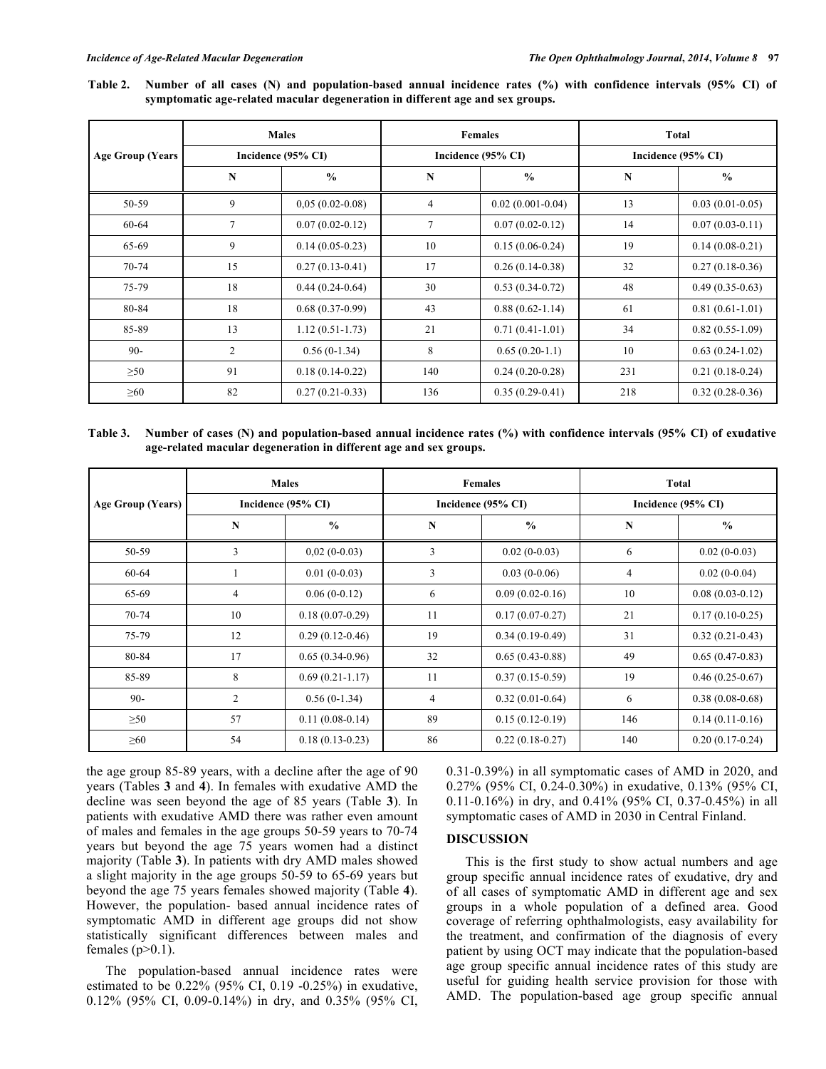**Table 2. Number of all cases (N) and population-based annual incidence rates (%) with confidence intervals (95% CI) of symptomatic age-related macular degeneration in different age and sex groups.**

| Age Group (Years | Males | | Females | | Total | |
|---|---|---|---|---|---|---|
| | Incidence (95% CI) | | Incidence (95% CI) | | Incidence (95% CI) | |
| | N | % | N | % | N | % |
| 50-59 | 9 | 0,05 (0.02-0.08) | 4 | 0.02 (0.001-0.04) | 13 | 0.03 (0.01-0.05) |
| 60-64 | 7 | 0.07 (0.02-0.12) | 7 | 0.07 (0.02-0.12) | 14 | 0.07 (0.03-0.11) |
| 65-69 | 9 | 0.14 (0.05-0.23) | 10 | 0.15 (0.06-0.24) | 19 | 0.14 (0.08-0.21) |
| 70-74 | 15 | 0.27 (0.13-0.41) | 17 | 0.26 (0.14-0.38) | 32 | 0.27 (0.18-0.36) |
| 75-79 | 18 | 0.44 (0.24-0.64) | 30 | 0.53 (0.34-0.72) | 48 | 0.49 (0.35-0.63) |
| 80-84 | 18 | 0.68 (0.37-0.99) | 43 | 0.88 (0.62-1.14) | 61 | 0.81 (0.61-1.01) |
| 85-89 | 13 | 1.12 (0.51-1.73) | 21 | 0.71 (0.41-1.01) | 34 | 0.82 (0.55-1.09) |
| 90- | 2 | 0.56 (0-1.34) | 8 | 0.65 (0.20-1.1) | 10 | 0.63 (0.24-1.02) |
| ≥50 | 91 | 0.18 (0.14-0.22) | 140 | 0.24 (0.20-0.28) | 231 | 0.21 (0.18-0.24) |
| ≥60 | 82 | 0.27 (0.21-0.33) | 136 | 0.35 (0.29-0.41) | 218 | 0.32 (0.28-0.36) |

**Table 3. Number of cases (N) and population-based annual incidence rates (%) with confidence intervals (95% CI) of exudative age-related macular degeneration in different age and sex groups.**

| Age Group (Years) | Males | | Females | | Total | |
|---|---|---|---|---|---|---|
| | Incidence (95% CI) | | Incidence (95% CI) | | Incidence (95% CI) | |
| | N | % | N | % | N | % |
| 50-59 | 3 | 0,02 (0-0.03) | 3 | 0.02 (0-0.03) | 6 | 0.02 (0-0.03) |
| 60-64 | 1 | 0.01 (0-0.03) | 3 | 0.03 (0-0.06) | 4 | 0.02 (0-0.04) |
| 65-69 | 4 | 0.06 (0-0.12) | 6 | 0.09 (0.02-0.16) | 10 | 0.08 (0.03-0.12) |
| 70-74 | 10 | 0.18 (0.07-0.29) | 11 | 0.17 (0.07-0.27) | 21 | 0.17 (0.10-0.25) |
| 75-79 | 12 | 0.29 (0.12-0.46) | 19 | 0.34 (0.19-0.49) | 31 | 0.32 (0.21-0.43) |
| 80-84 | 17 | 0.65 (0.34-0.96) | 32 | 0.65 (0.43-0.88) | 49 | 0.65 (0.47-0.83) |
| 85-89 | 8 | 0.69 (0.21-1.17) | 11 | 0.37 (0.15-0.59) | 19 | 0.46 (0.25-0.67) |
| 90- | 2 | 0.56 (0-1.34) | 4 | 0.32 (0.01-0.64) | 6 | 0.38 (0.08-0.68) |
| ≥50 | 57 | 0.11 (0.08-0.14) | 89 | 0.15 (0.12-0.19) | 146 | 0.14 (0.11-0.16) |
| ≥60 | 54 | 0.18 (0.13-0.23) | 86 | 0.22 (0.18-0.27) | 140 | 0.20 (0.17-0.24) |

the age group 85-89 years, with a decline after the age of 90 years (Tables **3** and **4**). In females with exudative AMD the decline was seen beyond the age of 85 years (Table **3**). In patients with exudative AMD there was rather even amount of males and females in the age groups 50-59 years to 70-74 years but beyond the age 75 years women had a distinct majority (Table **3**). In patients with dry AMD males showed a slight majority in the age groups 50-59 to 65-69 years but beyond the age 75 years females showed majority (Table **4**). However, the population- based annual incidence rates of symptomatic AMD in different age groups did not show statistically significant differences between males and females ($p>0.1$).

The population-based annual incidence rates were estimated to be 0.22% (95% CI, 0.19 -0.25%) in exudative, 0.12% (95% CI, 0.09-0.14%) in dry, and 0.35% (95% CI, 0.31-0.39%) in all symptomatic cases of AMD in 2020, and 0.27% (95% CI, 0.24-0.30%) in exudative, 0.13% (95% CI, 0.11-0.16%) in dry, and 0.41% (95% CI, 0.37-0.45%) in all symptomatic cases of AMD in 2030 in Central Finland.

## DISCUSSION

This is the first study to show actual numbers and age group specific annual incidence rates of exudative, dry and of all cases of symptomatic AMD in different age and sex groups in a whole population of a defined area. Good coverage of referring ophthalmologists, easy availability for the treatment, and confirmation of the diagnosis of every patient by using OCT may indicate that the population-based age group specific annual incidence rates of this study are useful for guiding health service provision for those with AMD. The population-based age group specific annual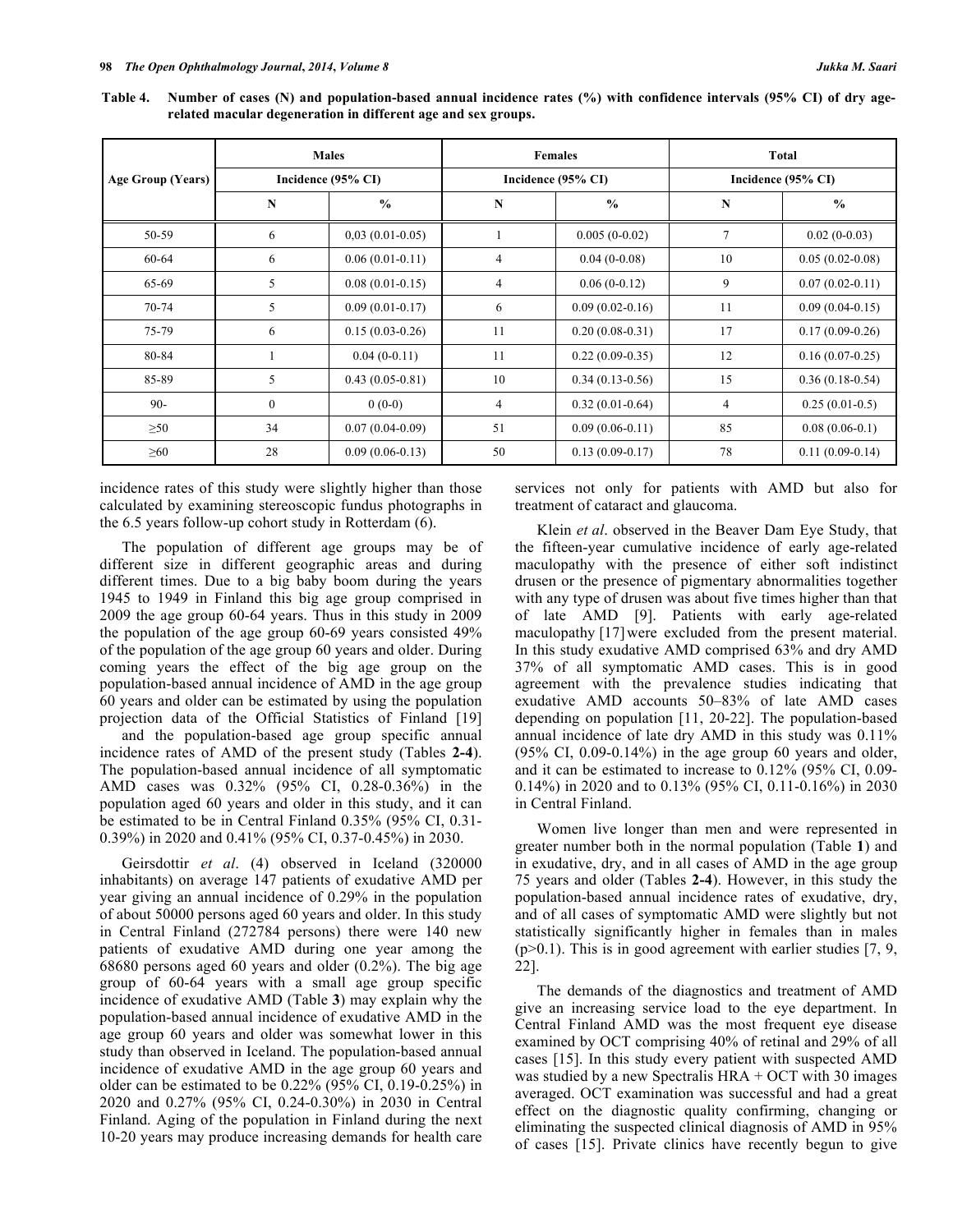**Table 4. Number of cases (N) and population-based annual incidence rates (%) with confidence intervals (95% CI) of dry age-related macular degeneration in different age and sex groups.**

| Age Group (Years) | Males | | Females | | Total | |
|---|---|---|---|---|---|---|
| | Incidence (95% CI) | | Incidence (95% CI) | | Incidence (95% CI) | |
| | N | % | N | % | N | % |
| 50-59 | 6 | 0,03 (0.01-0.05) | 1 | 0.005 (0-0.02) | 7 | 0.02 (0-0.03) |
| 60-64 | 6 | 0.06 (0.01-0.11) | 4 | 0.04 (0-0.08) | 10 | 0.05 (0.02-0.08) |
| 65-69 | 5 | 0.08 (0.01-0.15) | 4 | 0.06 (0-0.12) | 9 | 0.07 (0.02-0.11) |
| 70-74 | 5 | 0.09 (0.01-0.17) | 6 | 0.09 (0.02-0.16) | 11 | 0.09 (0.04-0.15) |
| 75-79 | 6 | 0.15 (0.03-0.26) | 11 | 0.20 (0.08-0.31) | 17 | 0.17 (0.09-0.26) |
| 80-84 | 1 | 0.04 (0-0.11) | 11 | 0.22 (0.09-0.35) | 12 | 0.16 (0.07-0.25) |
| 85-89 | 5 | 0.43 (0.05-0.81) | 10 | 0.34 (0.13-0.56) | 15 | 0.36 (0.18-0.54) |
| 90- | 0 | 0 (0-0) | 4 | 0.32 (0.01-0.64) | 4 | 0.25 (0.01-0.5) |
| ≥50 | 34 | 0.07 (0.04-0.09) | 51 | 0.09 (0.06-0.11) | 85 | 0.08 (0.06-0.1) |
| ≥60 | 28 | 0.09 (0.06-0.13) | 50 | 0.13 (0.09-0.17) | 78 | 0.11 (0.09-0.14) |

incidence rates of this study were slightly higher than those calculated by examining stereoscopic fundus photographs in the 6.5 years follow-up cohort study in Rotterdam (6).

The population of different age groups may be of different size in different geographic areas and during different times. Due to a big baby boom during the years 1945 to 1949 in Finland this big age group comprised in 2009 the age group 60-64 years. Thus in this study in 2009 the population of the age group 60-69 years consisted 49% of the population of the age group 60 years and older. During coming years the effect of the big age group on the population-based annual incidence of AMD in the age group 60 years and older can be estimated by using the population projection data of the Official Statistics of Finland [19] and the population-based age group specific annual incidence rates of AMD of the present study (Tables **2-4**). The population-based annual incidence of all symptomatic AMD cases was 0.32% (95% CI, 0.28-0.36%) in the population aged 60 years and older in this study, and it can be estimated to be in Central Finland 0.35% (95% CI, 0.31-0.39%) in 2020 and 0.41% (95% CI, 0.37-0.45%) in 2030.

Geirsdottir *et al*. (4) observed in Iceland (320000 inhabitants) on average 147 patients of exudative AMD per year giving an annual incidence of 0.29% in the population of about 50000 persons aged 60 years and older. In this study in Central Finland (272784 persons) there were 140 new patients of exudative AMD during one year among the 68680 persons aged 60 years and older (0.2%). The big age group of 60-64 years with a small age group specific incidence of exudative AMD (Table **3**) may explain why the population-based annual incidence of exudative AMD in the age group 60 years and older was somewhat lower in this study than observed in Iceland. The population-based annual incidence of exudative AMD in the age group 60 years and older can be estimated to be 0.22% (95% CI, 0.19-0.25%) in 2020 and 0.27% (95% CI, 0.24-0.30%) in 2030 in Central Finland. Aging of the population in Finland during the next 10-20 years may produce increasing demands for health care services not only for patients with AMD but also for treatment of cataract and glaucoma.

Klein *et al*. observed in the Beaver Dam Eye Study, that the fifteen-year cumulative incidence of early age-related maculopathy with the presence of either soft indistinct drusen or the presence of pigmentary abnormalities together with any type of drusen was about five times higher than that of late AMD [9]. Patients with early age-related maculopathy [17] were excluded from the present material. In this study exudative AMD comprised 63% and dry AMD 37% of all symptomatic AMD cases. This is in good agreement with the prevalence studies indicating that exudative AMD accounts 50–83% of late AMD cases depending on population [11, 20-22]. The population-based annual incidence of late dry AMD in this study was 0.11% (95% CI, 0.09-0.14%) in the age group 60 years and older, and it can be estimated to increase to 0.12% (95% CI, 0.09-0.14%) in 2020 and to 0.13% (95% CI, 0.11-0.16%) in 2030 in Central Finland.

Women live longer than men and were represented in greater number both in the normal population (Table **1**) and in exudative, dry, and in all cases of AMD in the age group 75 years and older (Tables **2-4**). However, in this study the population-based annual incidence rates of exudative, dry, and of all cases of symptomatic AMD were slightly but not statistically significantly higher in females than in males ($p>0.1$). This is in good agreement with earlier studies [7, 9, 22].

The demands of the diagnostics and treatment of AMD give an increasing service load to the eye department. In Central Finland AMD was the most frequent eye disease examined by OCT comprising 40% of retinal and 29% of all cases [15]. In this study every patient with suspected AMD was studied by a new Spectralis HRA + OCT with 30 images averaged. OCT examination was successful and had a great effect on the diagnostic quality confirming, changing or eliminating the suspected clinical diagnosis of AMD in 95% of cases [15]. Private clinics have recently begun to give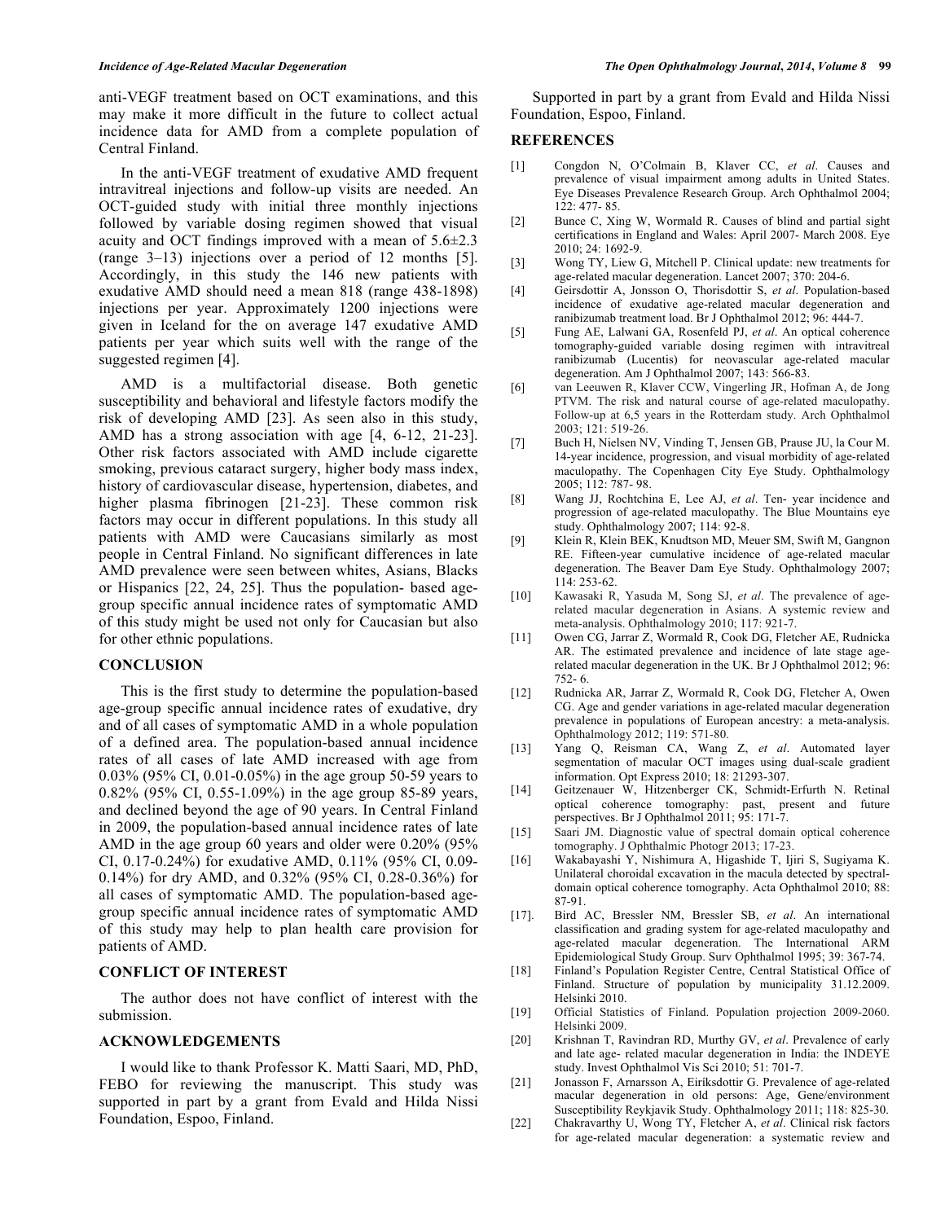anti-VEGF treatment based on OCT examinations, and this may make it more difficult in the future to collect actual incidence data for AMD from a complete population of Central Finland.

In the anti-VEGF treatment of exudative AMD frequent intravitreal injections and follow-up visits are needed. An OCT-guided study with initial three monthly injections followed by variable dosing regimen showed that visual acuity and OCT findings improved with a mean of 5.6±2.3 (range 3–13) injections over a period of 12 months [5]. Accordingly, in this study the 146 new patients with exudative AMD should need a mean 818 (range 438-1898) injections per year. Approximately 1200 injections were given in Iceland for the on average 147 exudative AMD patients per year which suits well with the range of the suggested regimen [4].

AMD is a multifactorial disease. Both genetic susceptibility and behavioral and lifestyle factors modify the risk of developing AMD [23]. As seen also in this study, AMD has a strong association with age [4, 6-12, 21-23]. Other risk factors associated with AMD include cigarette smoking, previous cataract surgery, higher body mass index, history of cardiovascular disease, hypertension, diabetes, and higher plasma fibrinogen [21-23]. These common risk factors may occur in different populations. In this study all patients with AMD were Caucasians similarly as most people in Central Finland. No significant differences in late AMD prevalence were seen between whites, Asians, Blacks or Hispanics [22, 24, 25]. Thus the population- based age-group specific annual incidence rates of symptomatic AMD of this study might be used not only for Caucasian but also for other ethnic populations.

## CONCLUSION

This is the first study to determine the population-based age-group specific annual incidence rates of exudative, dry and of all cases of symptomatic AMD in a whole population of a defined area. The population-based annual incidence rates of all cases of late AMD increased with age from 0.03% (95% CI, 0.01-0.05%) in the age group 50-59 years to 0.82% (95% CI, 0.55-1.09%) in the age group 85-89 years, and declined beyond the age of 90 years. In Central Finland in 2009, the population-based annual incidence rates of late AMD in the age group 60 years and older were 0.20% (95% CI, 0.17-0.24%) for exudative AMD, 0.11% (95% CI, 0.09-0.14%) for dry AMD, and 0.32% (95% CI, 0.28-0.36%) for all cases of symptomatic AMD. The population-based age-group specific annual incidence rates of symptomatic AMD of this study may help to plan health care provision for patients of AMD.

## CONFLICT OF INTEREST

The author does not have conflict of interest with the submission.

## ACKNOWLEDGEMENTS

I would like to thank Professor K. Matti Saari, MD, PhD, FEBO for reviewing the manuscript. This study was supported in part by a grant from Evald and Hilda Nissi Foundation, Espoo, Finland.

Supported in part by a grant from Evald and Hilda Nissi Foundation, Espoo, Finland.

## REFERENCES

[1] Congdon N, O'Colmain B, Klaver CC, *et al*. Causes and prevalence of visual impairment among adults in United States. Eye Diseases Prevalence Research Group. Arch Ophthalmol 2004; 122: 477- 85.

[2] Bunce C, Xing W, Wormald R. Causes of blind and partial sight certifications in England and Wales: April 2007- March 2008. Eye 2010; 24: 1692-9.

[3] Wong TY, Liew G, Mitchell P. Clinical update: new treatments for age-related macular degeneration. Lancet 2007; 370: 204-6.

[4] Geirsdottir A, Jonsson O, Thorisdottir S, *et al*. Population-based incidence of exudative age-related macular degeneration and ranibizumab treatment load. Br J Ophthalmol 2012; 96: 444-7.

[5] Fung AE, Lalwani GA, Rosenfeld PJ, *et al*. An optical coherence tomography-guided variable dosing regimen with intravitreal ranibizumab (Lucentis) for neovascular age-related macular degeneration. Am J Ophthalmol 2007; 143: 566-83.

[6] van Leeuwen R, Klaver CCW, Vingerling JR, Hofman A, de Jong PTVM. The risk and natural course of age-related maculopathy. Follow-up at 6,5 years in the Rotterdam study. Arch Ophthalmol 2003; 121: 519-26.

[7] Buch H, Nielsen NV, Vinding T, Jensen GB, Prause JU, la Cour M. 14-year incidence, progression, and visual morbidity of age-related maculopathy. The Copenhagen City Eye Study. Ophthalmology 2005; 112: 787- 98.

[8] Wang JJ, Rochtchina E, Lee AJ, *et al*. Ten- year incidence and progression of age-related maculopathy. The Blue Mountains eye study. Ophthalmology 2007; 114: 92-8.

[9] Klein R, Klein BEK, Knudtson MD, Meuer SM, Swift M, Gangnon RE. Fifteen-year cumulative incidence of age-related macular degeneration. The Beaver Dam Eye Study. Ophthalmology 2007; 114: 253-62.

[10] Kawasaki R, Yasuda M, Song SJ, *et al*. The prevalence of age-related macular degeneration in Asians. A systemic review and meta-analysis. Ophthalmology 2010; 117: 921-7.

[11] Owen CG, Jarrar Z, Wormald R, Cook DG, Fletcher AE, Rudnicka AR. The estimated prevalence and incidence of late stage age-related macular degeneration in the UK. Br J Ophthalmol 2012; 96: 752- 6.

[12] Rudnicka AR, Jarrar Z, Wormald R, Cook DG, Fletcher A, Owen CG. Age and gender variations in age-related macular degeneration prevalence in populations of European ancestry: a meta-analysis. Ophthalmology 2012; 119: 571-80.

[13] Yang Q, Reisman CA, Wang Z, *et al*. Automated layer segmentation of macular OCT images using dual-scale gradient information. Opt Express 2010; 18: 21293-307.

[14] Geitzenauer W, Hitzenberger CK, Schmidt-Erfurth N. Retinal optical coherence tomography: past, present and future perspectives. Br J Ophthalmol 2011; 95: 171-7.

[15] Saari JM. Diagnostic value of spectral domain optical coherence tomography. J Ophthalmic Photogr 2013; 17-23.

[16] Wakabayashi Y, Nishimura A, Higashide T, Ijiri S, Sugiyama K. Unilateral choroidal excavation in the macula detected by spectral-domain optical coherence tomography. Acta Ophthalmol 2010; 88: 87-91.

[17]. Bird AC, Bressler NM, Bressler SB, *et al*. An international classification and grading system for age-related maculopathy and age-related macular degeneration. The International ARM Epidemiological Study Group. Surv Ophthalmol 1995; 39: 367-74.

[18] Finland's Population Register Centre, Central Statistical Office of Finland. Structure of population by municipality 31.12.2009. Helsinki 2010.

[19] Official Statistics of Finland. Population projection 2009-2060. Helsinki 2009.

[20] Krishnan T, Ravindran RD, Murthy GV, *et al*. Prevalence of early and late age- related macular degeneration in India: the INDEYE study. Invest Ophthalmol Vis Sci 2010; 51: 701-7.

[21] Jonasson F, Arnarsson A, Eiríksdottir G. Prevalence of age-related macular degeneration in old persons: Age, Gene/environment Susceptibility Reykjavik Study. Ophthalmology 2011; 118: 825-30.

[22] Chakravarthy U, Wong TY, Fletcher A, *et al*. Clinical risk factors for age-related macular degeneration: a systematic review and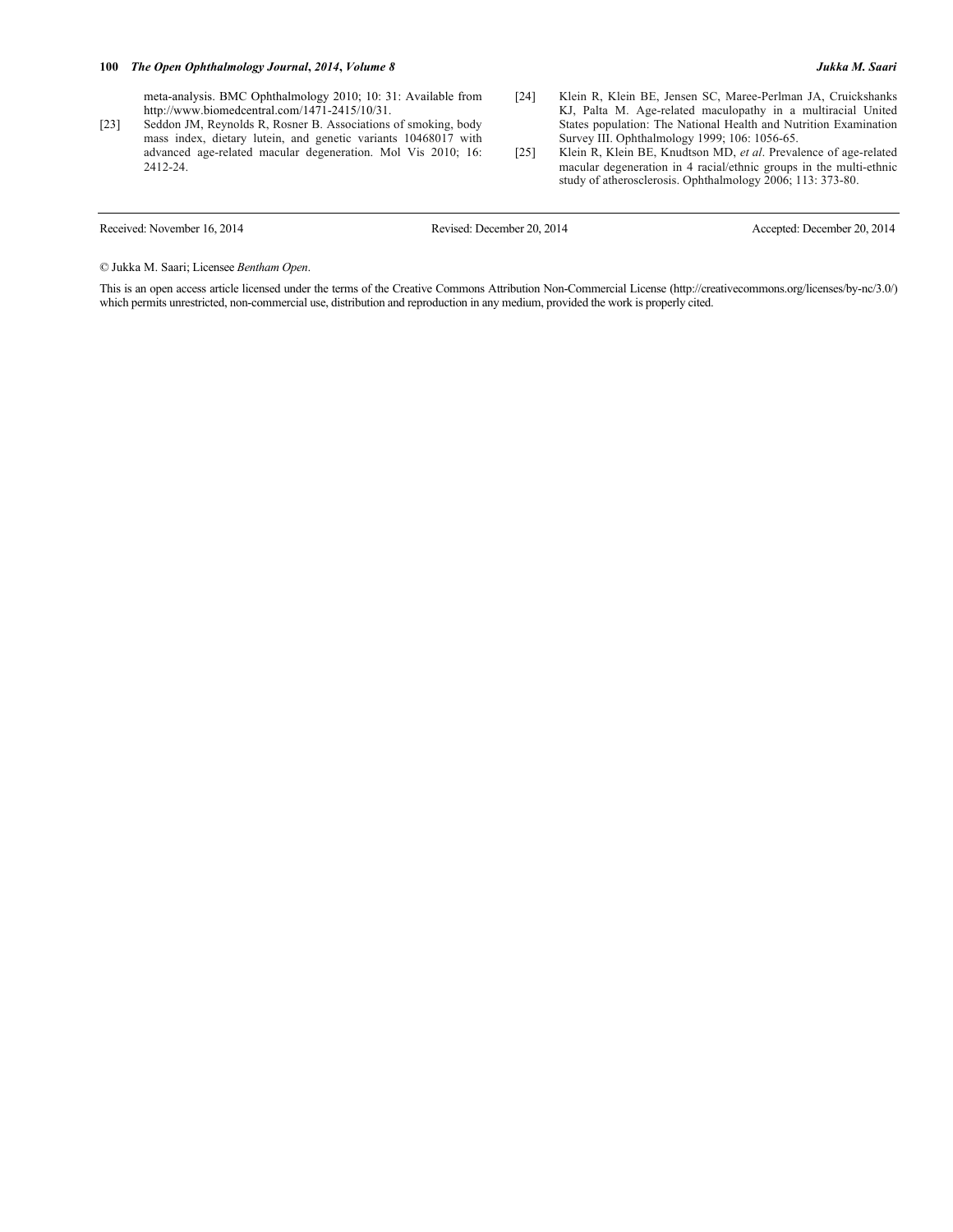meta-analysis. BMC Ophthalmology 2010; 10: 31: Available from http://www.biomedcentral.com/1471-2415/10/31.

[23] Seddon JM, Reynolds R, Rosner B. Associations of smoking, body mass index, dietary lutein, and genetic variants 10468017 with advanced age-related macular degeneration. Mol Vis 2010; 16: 2412-24.

[24] Klein R, Klein BE, Jensen SC, Maree-Perlman JA, Cruickshanks KJ, Palta M. Age-related maculopathy in a multiracial United States population: The National Health and Nutrition Examination Survey III. Ophthalmology 1999; 106: 1056-65.

[25] Klein R, Klein BE, Knudtson MD, *et al*. Prevalence of age-related macular degeneration in 4 racial/ethnic groups in the multi-ethnic study of atherosclerosis. Ophthalmology 2006; 113: 373-80.

---

Received: November 16, 2014 Revised: December 20, 2014 Accepted: December 20, 2014

© Jukka M. Saari; Licensee *Bentham Open*.

This is an open access article licensed under the terms of the Creative Commons Attribution Non-Commercial License (http://creativecommons.org/licenses/by-nc/3.0/) which permits unrestricted, non-commercial use, distribution and reproduction in any medium, provided the work is properly cited.